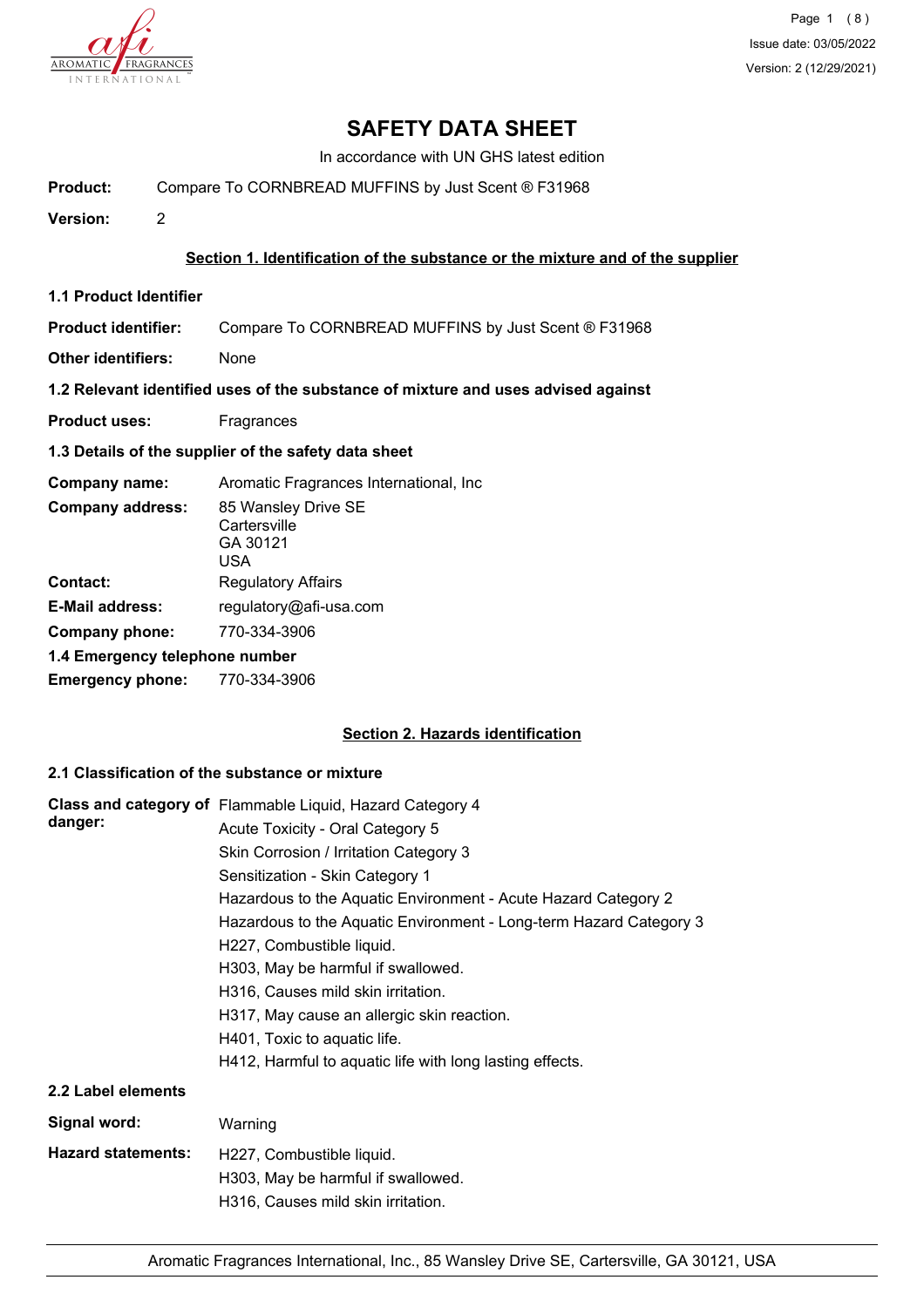# SAFETY DATA SHEET

In accordance with UN GHS latest edition

**Product:** Compare To CORNBREAD MUFFINS by Just Scent ® F31968

**Version:** 2

## Section 1. Identification of the substance or the mixture and of the supplier

### 1.1 Product Identifier

**Product identifier:** Compare To CORNBREAD MUFFINS by Just Scent ® F31968

**Other identifiers:** None

### 1.2 Relevant identified uses of the substance of mixture and uses advised against

**Product uses:** Fragrances

### 1.3 Details of the supplier of the safety data sheet

**Company name:** Aromatic Fragrances International, Inc

**Company address:** 85 Wansley Drive SE
Cartersville
GA 30121
USA

**Contact:** Regulatory Affairs

**E-Mail address:** regulatory@afi-usa.com

**Company phone:** 770-334-3906

### 1.4 Emergency telephone number

**Emergency phone:** 770-334-3906

## Section 2. Hazards identification

### 2.1 Classification of the substance or mixture

**Class and category of danger:**

Flammable Liquid, Hazard Category 4
Acute Toxicity - Oral Category 5
Skin Corrosion / Irritation Category 3
Sensitization - Skin Category 1
Hazardous to the Aquatic Environment - Acute Hazard Category 2
Hazardous to the Aquatic Environment - Long-term Hazard Category 3
H227, Combustible liquid.
H303, May be harmful if swallowed.
H316, Causes mild skin irritation.
H317, May cause an allergic skin reaction.
H401, Toxic to aquatic life.
H412, Harmful to aquatic life with long lasting effects.

### 2.2 Label elements

**Signal word:** Warning

**Hazard statements:**

H227, Combustible liquid.
H303, May be harmful if swallowed.
H316, Causes mild skin irritation.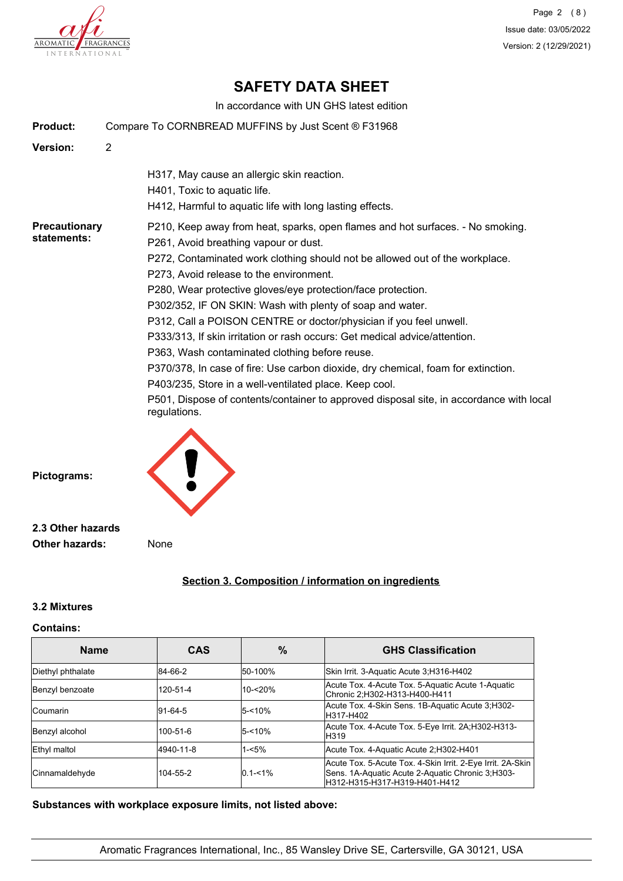**Product:** Compare To CORNBREAD MUFFINS by Just Scent ® F31968

**Version:** 2

H317, May cause an allergic skin reaction.
H401, Toxic to aquatic life.
H412, Harmful to aquatic life with long lasting effects.

**Precautionary statements:**

P210, Keep away from heat, sparks, open flames and hot surfaces. - No smoking.
P261, Avoid breathing vapour or dust.
P272, Contaminated work clothing should not be allowed out of the workplace.
P273, Avoid release to the environment.
P280, Wear protective gloves/eye protection/face protection.
P302/352, IF ON SKIN: Wash with plenty of soap and water.
P312, Call a POISON CENTRE or doctor/physician if you feel unwell.
P333/313, If skin irritation or rash occurs: Get medical advice/attention.
P363, Wash contaminated clothing before reuse.
P370/378, In case of fire: Use carbon dioxide, dry chemical, foam for extinction.
P403/235, Store in a well-ventilated place. Keep cool.
P501, Dispose of contents/container to approved disposal site, in accordance with local regulations.

**Pictograms:**

### 2.3 Other hazards

**Other hazards:** None

## Section 3. Composition / information on ingredients

### 3.2 Mixtures

**Contains:**

| Name | CAS | % | GHS Classification |
|---|---|---|---|
| Diethyl phthalate | 84-66-2 | 50-100% | Skin Irrit. 3-Aquatic Acute 3;H316-H402 |
| Benzyl benzoate | 120-51-4 | 10-<20% | Acute Tox. 4-Acute Tox. 5-Aquatic Acute 1-Aquatic Chronic 2;H302-H313-H400-H411 |
| Coumarin | 91-64-5 | 5-<10% | Acute Tox. 4-Skin Sens. 1B-Aquatic Acute 3;H302-H317-H402 |
| Benzyl alcohol | 100-51-6 | 5-<10% | Acute Tox. 4-Acute Tox. 5-Eye Irrit. 2A;H302-H313-H319 |
| Ethyl maltol | 4940-11-8 | 1-<5% | Acute Tox. 4-Aquatic Acute 2;H302-H401 |
| Cinnamaldehyde | 104-55-2 | 0.1-<1% | Acute Tox. 5-Acute Tox. 4-Skin Irrit. 2-Eye Irrit. 2A-Skin Sens. 1A-Aquatic Acute 2-Aquatic Chronic 3;H303-H312-H315-H317-H319-H401-H412 |

**Substances with workplace exposure limits, not listed above:**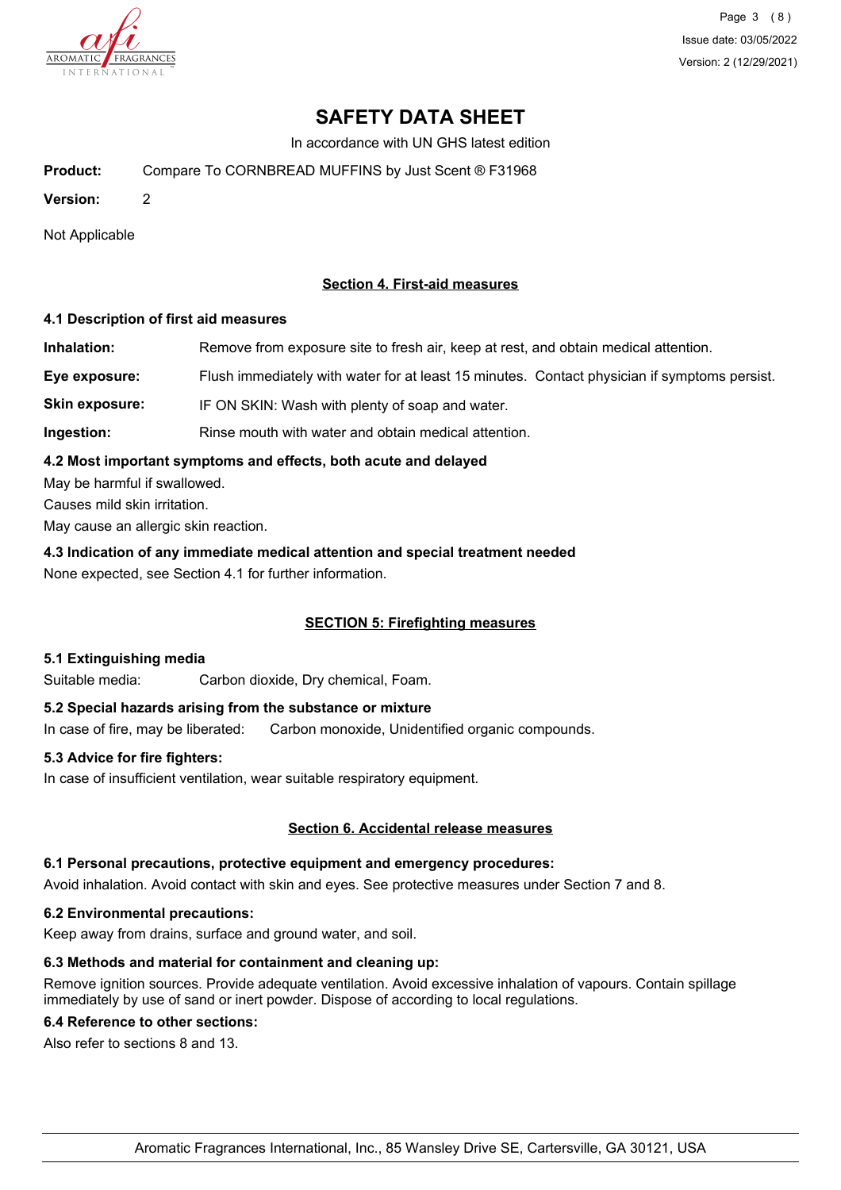# SAFETY DATA SHEET

In accordance with UN GHS latest edition

**Product:** Compare To CORNBREAD MUFFINS by Just Scent ® F31968

**Version:** 2

Not Applicable

## Section 4. First-aid measures

### 4.1 Description of first aid measures

**Inhalation:** Remove from exposure site to fresh air, keep at rest, and obtain medical attention.

**Eye exposure:** Flush immediately with water for at least 15 minutes. Contact physician if symptoms persist.

**Skin exposure:** IF ON SKIN: Wash with plenty of soap and water.

**Ingestion:** Rinse mouth with water and obtain medical attention.

### 4.2 Most important symptoms and effects, both acute and delayed

May be harmful if swallowed.

Causes mild skin irritation.

May cause an allergic skin reaction.

### 4.3 Indication of any immediate medical attention and special treatment needed

None expected, see Section 4.1 for further information.

## SECTION 5: Firefighting measures

### 5.1 Extinguishing media

Suitable media: Carbon dioxide, Dry chemical, Foam.

### 5.2 Special hazards arising from the substance or mixture

In case of fire, may be liberated: Carbon monoxide, Unidentified organic compounds.

### 5.3 Advice for fire fighters:

In case of insufficient ventilation, wear suitable respiratory equipment.

## Section 6. Accidental release measures

### 6.1 Personal precautions, protective equipment and emergency procedures:

Avoid inhalation. Avoid contact with skin and eyes. See protective measures under Section 7 and 8.

### 6.2 Environmental precautions:

Keep away from drains, surface and ground water, and soil.

### 6.3 Methods and material for containment and cleaning up:

Remove ignition sources. Provide adequate ventilation. Avoid excessive inhalation of vapours. Contain spillage immediately by use of sand or inert powder. Dispose of according to local regulations.

### 6.4 Reference to other sections:

Also refer to sections 8 and 13.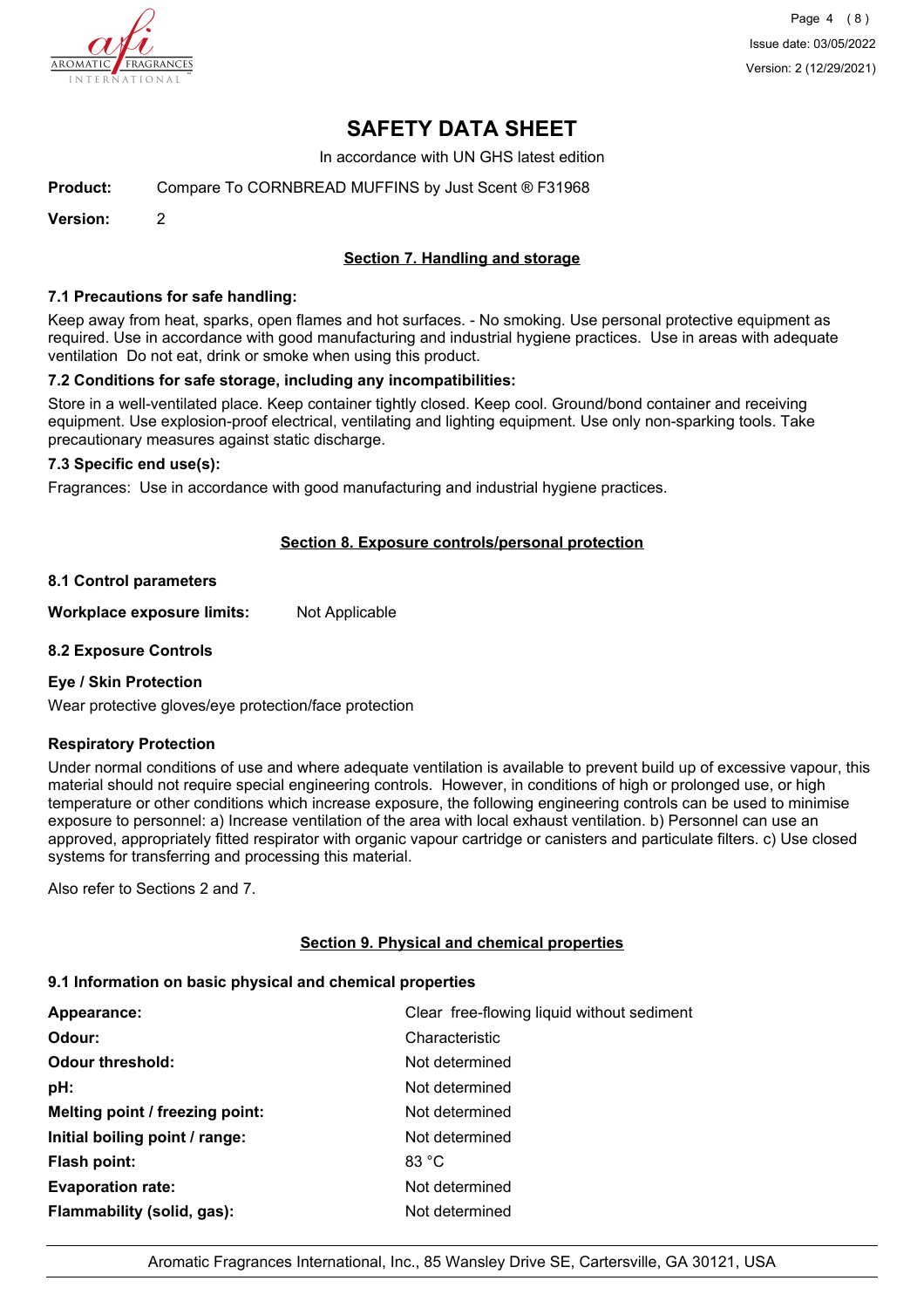# SAFETY DATA SHEET

In accordance with UN GHS latest edition

**Product:** Compare To CORNBREAD MUFFINS by Just Scent ® F31968

**Version:** 2

## Section 7. Handling and storage

### 7.1 Precautions for safe handling:

Keep away from heat, sparks, open flames and hot surfaces. - No smoking. Use personal protective equipment as required. Use in accordance with good manufacturing and industrial hygiene practices. Use in areas with adequate ventilation Do not eat, drink or smoke when using this product.

### 7.2 Conditions for safe storage, including any incompatibilities:

Store in a well-ventilated place. Keep container tightly closed. Keep cool. Ground/bond container and receiving equipment. Use explosion-proof electrical, ventilating and lighting equipment. Use only non-sparking tools. Take precautionary measures against static discharge.

### 7.3 Specific end use(s):

Fragrances: Use in accordance with good manufacturing and industrial hygiene practices.

## Section 8. Exposure controls/personal protection

### 8.1 Control parameters

**Workplace exposure limits:** Not Applicable

### 8.2 Exposure Controls

**Eye / Skin Protection**

Wear protective gloves/eye protection/face protection

**Respiratory Protection**

Under normal conditions of use and where adequate ventilation is available to prevent build up of excessive vapour, this material should not require special engineering controls. However, in conditions of high or prolonged use, or high temperature or other conditions which increase exposure, the following engineering controls can be used to minimise exposure to personnel: a) Increase ventilation of the area with local exhaust ventilation. b) Personnel can use an approved, appropriately fitted respirator with organic vapour cartridge or canisters and particulate filters. c) Use closed systems for transferring and processing this material.

Also refer to Sections 2 and 7.

## Section 9. Physical and chemical properties

### 9.1 Information on basic physical and chemical properties

| | |
|---|---|
| **Appearance:** | Clear free-flowing liquid without sediment |
| **Odour:** | Characteristic |
| **Odour threshold:** | Not determined |
| **pH:** | Not determined |
| **Melting point / freezing point:** | Not determined |
| **Initial boiling point / range:** | Not determined |
| **Flash point:** | 83 °C |
| **Evaporation rate:** | Not determined |
| **Flammability (solid, gas):** | Not determined |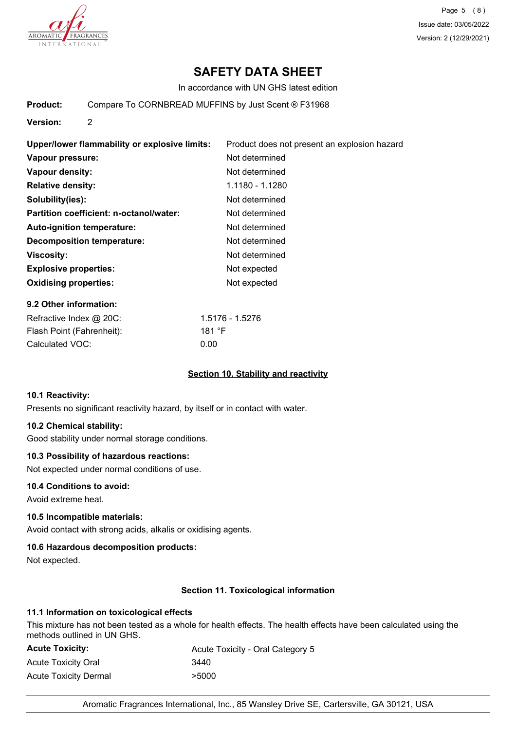# SAFETY DATA SHEET

In accordance with UN GHS latest edition

**Product:** Compare To CORNBREAD MUFFINS by Just Scent ® F31968

**Version:** 2

| | |
|---|---|
| **Upper/lower flammability or explosive limits:** | Product does not present an explosion hazard |
| **Vapour pressure:** | Not determined |
| **Vapour density:** | Not determined |
| **Relative density:** | 1.1180 - 1.1280 |
| **Solubility(ies):** | Not determined |
| **Partition coefficient: n-octanol/water:** | Not determined |
| **Auto-ignition temperature:** | Not determined |
| **Decomposition temperature:** | Not determined |
| **Viscosity:** | Not determined |
| **Explosive properties:** | Not expected |
| **Oxidising properties:** | Not expected |

**9.2 Other information:**

| | |
|---|---|
| Refractive Index @ 20C: | 1.5176 - 1.5276 |
| Flash Point (Fahrenheit): | 181 °F |
| Calculated VOC: | 0.00 |

## Section 10. Stability and reactivity

**10.1 Reactivity:**

Presents no significant reactivity hazard, by itself or in contact with water.

**10.2 Chemical stability:**

Good stability under normal storage conditions.

**10.3 Possibility of hazardous reactions:**

Not expected under normal conditions of use.

**10.4 Conditions to avoid:**

Avoid extreme heat.

**10.5 Incompatible materials:**

Avoid contact with strong acids, alkalis or oxidising agents.

**10.6 Hazardous decomposition products:**

Not expected.

## Section 11. Toxicological information

**11.1 Information on toxicological effects**

This mixture has not been tested as a whole for health effects. The health effects have been calculated using the methods outlined in UN GHS.

| | |
|---|---|
| **Acute Toxicity:** | Acute Toxicity - Oral Category 5 |
| Acute Toxicity Oral | 3440 |
| Acute Toxicity Dermal | >5000 |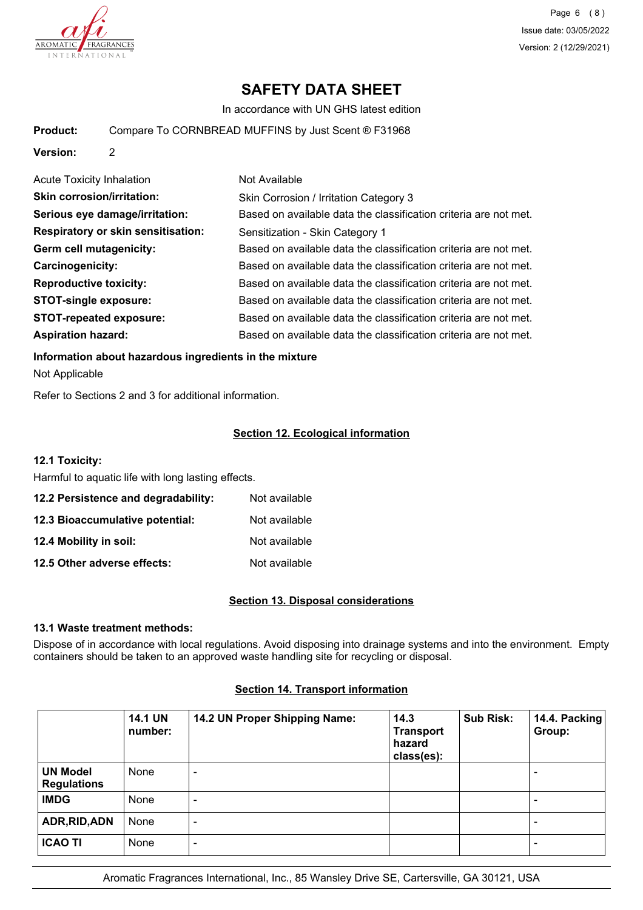# SAFETY DATA SHEET

In accordance with UN GHS latest edition

**Product:** Compare To CORNBREAD MUFFINS by Just Scent ® F31968

**Version:** 2

| | |
|---|---|
| Acute Toxicity Inhalation | Not Available |
| **Skin corrosion/irritation:** | Skin Corrosion / Irritation Category 3 |
| **Serious eye damage/irritation:** | Based on available data the classification criteria are not met. |
| **Respiratory or skin sensitisation:** | Sensitization - Skin Category 1 |
| **Germ cell mutagenicity:** | Based on available data the classification criteria are not met. |
| **Carcinogenicity:** | Based on available data the classification criteria are not met. |
| **Reproductive toxicity:** | Based on available data the classification criteria are not met. |
| **STOT-single exposure:** | Based on available data the classification criteria are not met. |
| **STOT-repeated exposure:** | Based on available data the classification criteria are not met. |
| **Aspiration hazard:** | Based on available data the classification criteria are not met. |

**Information about hazardous ingredients in the mixture**

Not Applicable

Refer to Sections 2 and 3 for additional information.

## Section 12. Ecological information

**12.1 Toxicity:**

Harmful to aquatic life with long lasting effects.

| | |
|---|---|
| **12.2 Persistence and degradability:** | Not available |
| **12.3 Bioaccumulative potential:** | Not available |
| **12.4 Mobility in soil:** | Not available |
| **12.5 Other adverse effects:** | Not available |

## Section 13. Disposal considerations

**13.1 Waste treatment methods:**

Dispose of in accordance with local regulations. Avoid disposing into drainage systems and into the environment. Empty containers should be taken to an approved waste handling site for recycling or disposal.

## Section 14. Transport information

| | 14.1 UN number: | 14.2 UN Proper Shipping Name: | 14.3 Transport hazard class(es): | Sub Risk: | 14.4. Packing Group: |
|---|---|---|---|---|---|
| **UN Model Regulations** | None | - | | | - |
| **IMDG** | None | - | | | - |
| **ADR,RID,ADN** | None | - | | | - |
| **ICAO TI** | None | - | | | - |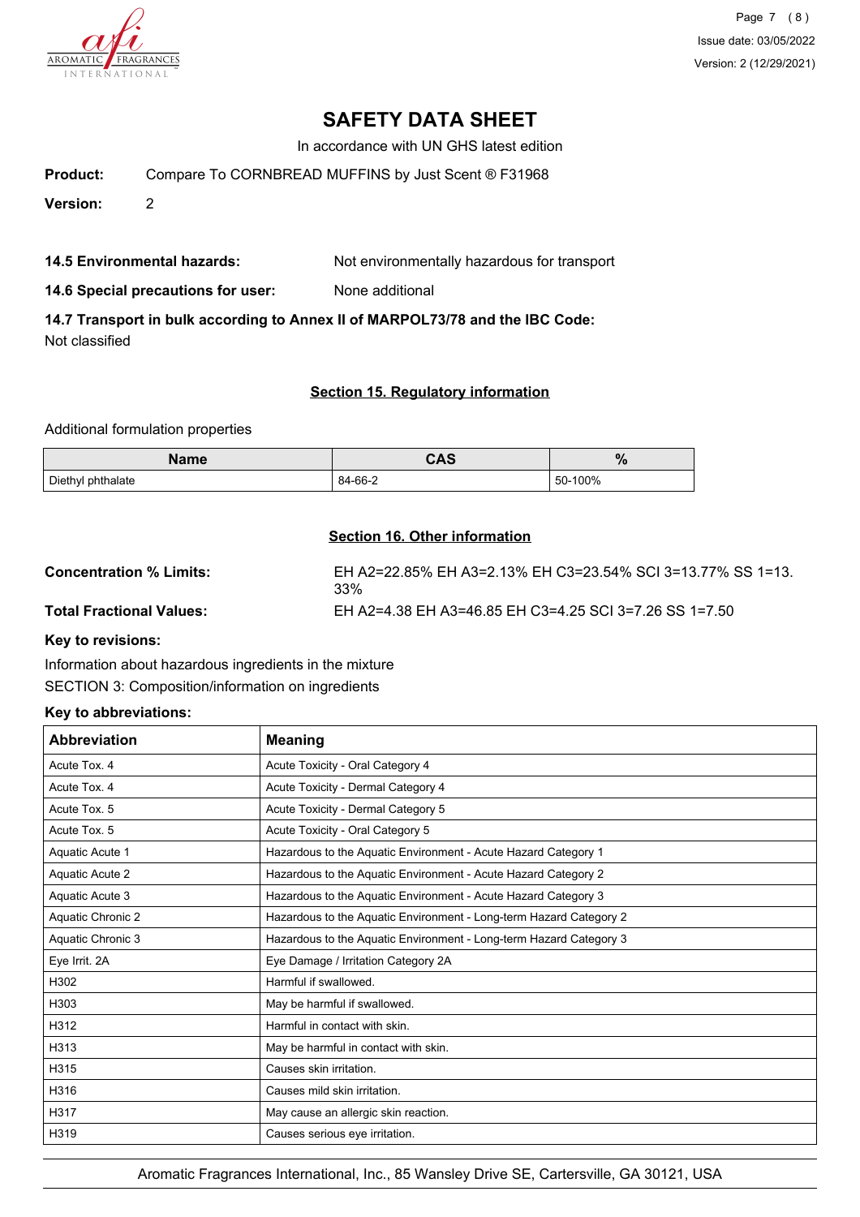# SAFETY DATA SHEET

In accordance with UN GHS latest edition

**Product:** Compare To CORNBREAD MUFFINS by Just Scent ® F31968

**Version:** 2

**14.5 Environmental hazards:** Not environmentally hazardous for transport

**14.6 Special precautions for user:** None additional

**14.7 Transport in bulk according to Annex II of MARPOL73/78 and the IBC Code:**
Not classified

## Section 15. Regulatory information

Additional formulation properties

| Name | CAS | % |
|---|---|---|
| Diethyl phthalate | 84-66-2 | 50-100% |

## Section 16. Other information

**Concentration % Limits:** EH A2=22.85% EH A3=2.13% EH C3=23.54% SCI 3=13.77% SS 1=13.33%

**Total Fractional Values:** EH A2=4.38 EH A3=46.85 EH C3=4.25 SCI 3=7.26 SS 1=7.50

**Key to revisions:**

Information about hazardous ingredients in the mixture
SECTION 3: Composition/information on ingredients

**Key to abbreviations:**

| Abbreviation | Meaning |
|---|---|
| Acute Tox. 4 | Acute Toxicity - Oral Category 4 |
| Acute Tox. 4 | Acute Toxicity - Dermal Category 4 |
| Acute Tox. 5 | Acute Toxicity - Dermal Category 5 |
| Acute Tox. 5 | Acute Toxicity - Oral Category 5 |
| Aquatic Acute 1 | Hazardous to the Aquatic Environment - Acute Hazard Category 1 |
| Aquatic Acute 2 | Hazardous to the Aquatic Environment - Acute Hazard Category 2 |
| Aquatic Acute 3 | Hazardous to the Aquatic Environment - Acute Hazard Category 3 |
| Aquatic Chronic 2 | Hazardous to the Aquatic Environment - Long-term Hazard Category 2 |
| Aquatic Chronic 3 | Hazardous to the Aquatic Environment - Long-term Hazard Category 3 |
| Eye Irrit. 2A | Eye Damage / Irritation Category 2A |
| H302 | Harmful if swallowed. |
| H303 | May be harmful if swallowed. |
| H312 | Harmful in contact with skin. |
| H313 | May be harmful in contact with skin. |
| H315 | Causes skin irritation. |
| H316 | Causes mild skin irritation. |
| H317 | May cause an allergic skin reaction. |
| H319 | Causes serious eye irritation. |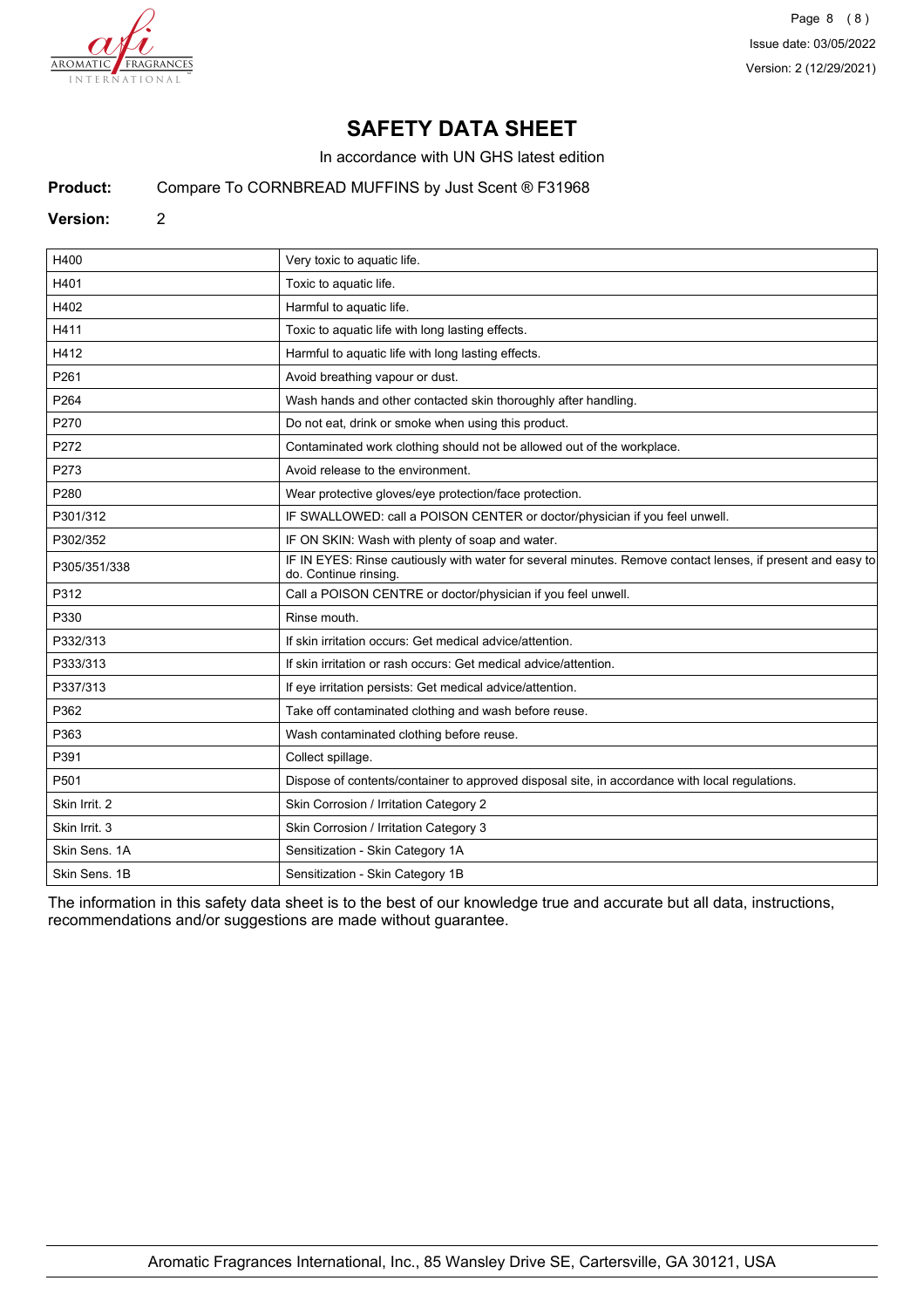# SAFETY DATA SHEET

In accordance with UN GHS latest edition

**Product:** Compare To CORNBREAD MUFFINS by Just Scent ® F31968

**Version:** 2

| | |
|---|---|
| H400 | Very toxic to aquatic life. |
| H401 | Toxic to aquatic life. |
| H402 | Harmful to aquatic life. |
| H411 | Toxic to aquatic life with long lasting effects. |
| H412 | Harmful to aquatic life with long lasting effects. |
| P261 | Avoid breathing vapour or dust. |
| P264 | Wash hands and other contacted skin thoroughly after handling. |
| P270 | Do not eat, drink or smoke when using this product. |
| P272 | Contaminated work clothing should not be allowed out of the workplace. |
| P273 | Avoid release to the environment. |
| P280 | Wear protective gloves/eye protection/face protection. |
| P301/312 | IF SWALLOWED: call a POISON CENTER or doctor/physician if you feel unwell. |
| P302/352 | IF ON SKIN: Wash with plenty of soap and water. |
| P305/351/338 | IF IN EYES: Rinse cautiously with water for several minutes. Remove contact lenses, if present and easy to do. Continue rinsing. |
| P312 | Call a POISON CENTRE or doctor/physician if you feel unwell. |
| P330 | Rinse mouth. |
| P332/313 | If skin irritation occurs: Get medical advice/attention. |
| P333/313 | If skin irritation or rash occurs: Get medical advice/attention. |
| P337/313 | If eye irritation persists: Get medical advice/attention. |
| P362 | Take off contaminated clothing and wash before reuse. |
| P363 | Wash contaminated clothing before reuse. |
| P391 | Collect spillage. |
| P501 | Dispose of contents/container to approved disposal site, in accordance with local regulations. |
| Skin Irrit. 2 | Skin Corrosion / Irritation Category 2 |
| Skin Irrit. 3 | Skin Corrosion / Irritation Category 3 |
| Skin Sens. 1A | Sensitization - Skin Category 1A |
| Skin Sens. 1B | Sensitization - Skin Category 1B |

The information in this safety data sheet is to the best of our knowledge true and accurate but all data, instructions, recommendations and/or suggestions are made without guarantee.